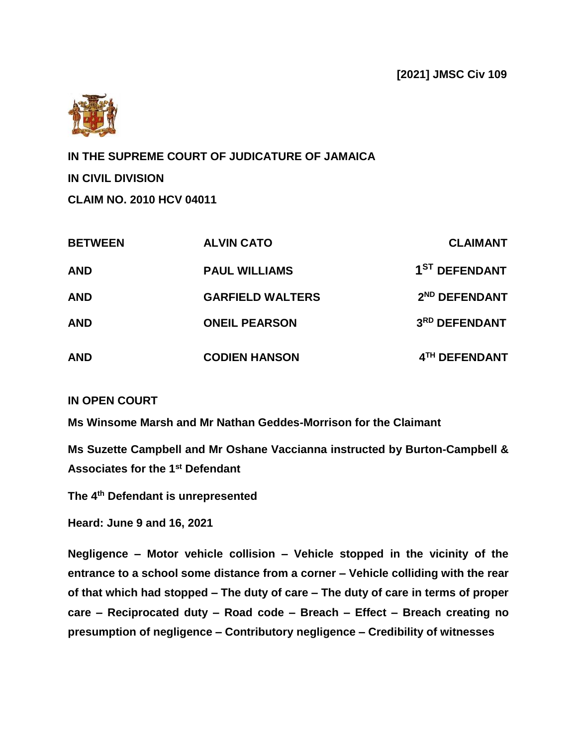**[2021] JMSC Civ 109**

**IN THE SUPREME COURT OF JUDICATURE OF JAMAICA**

**IN CIVIL DIVISION**

**CLAIM NO. 2010 HCV 04011**

| | | |
|---|---|---|
| **BETWEEN** | **ALVIN CATO** | **CLAIMANT** |
| **AND** | **PAUL WILLIAMS** | **1ST DEFENDANT** |
| **AND** | **GARFIELD WALTERS** | **2ND DEFENDANT** |
| **AND** | **ONEIL PEARSON** | **3RD DEFENDANT** |
| **AND** | **CODIEN HANSON** | **4TH DEFENDANT** |

**IN OPEN COURT**

**Ms Winsome Marsh and Mr Nathan Geddes-Morrison for the Claimant**

**Ms Suzette Campbell and Mr Oshane Vaccianna instructed by Burton-Campbell & Associates for the 1st Defendant**

**The 4th Defendant is unrepresented**

**Heard: June 9 and 16, 2021**

**Negligence – Motor vehicle collision – Vehicle stopped in the vicinity of the entrance to a school some distance from a corner – Vehicle colliding with the rear of that which had stopped – The duty of care – The duty of care in terms of proper care – Reciprocated duty – Road code – Breach – Effect – Breach creating no presumption of negligence – Contributory negligence – Credibility of witnesses**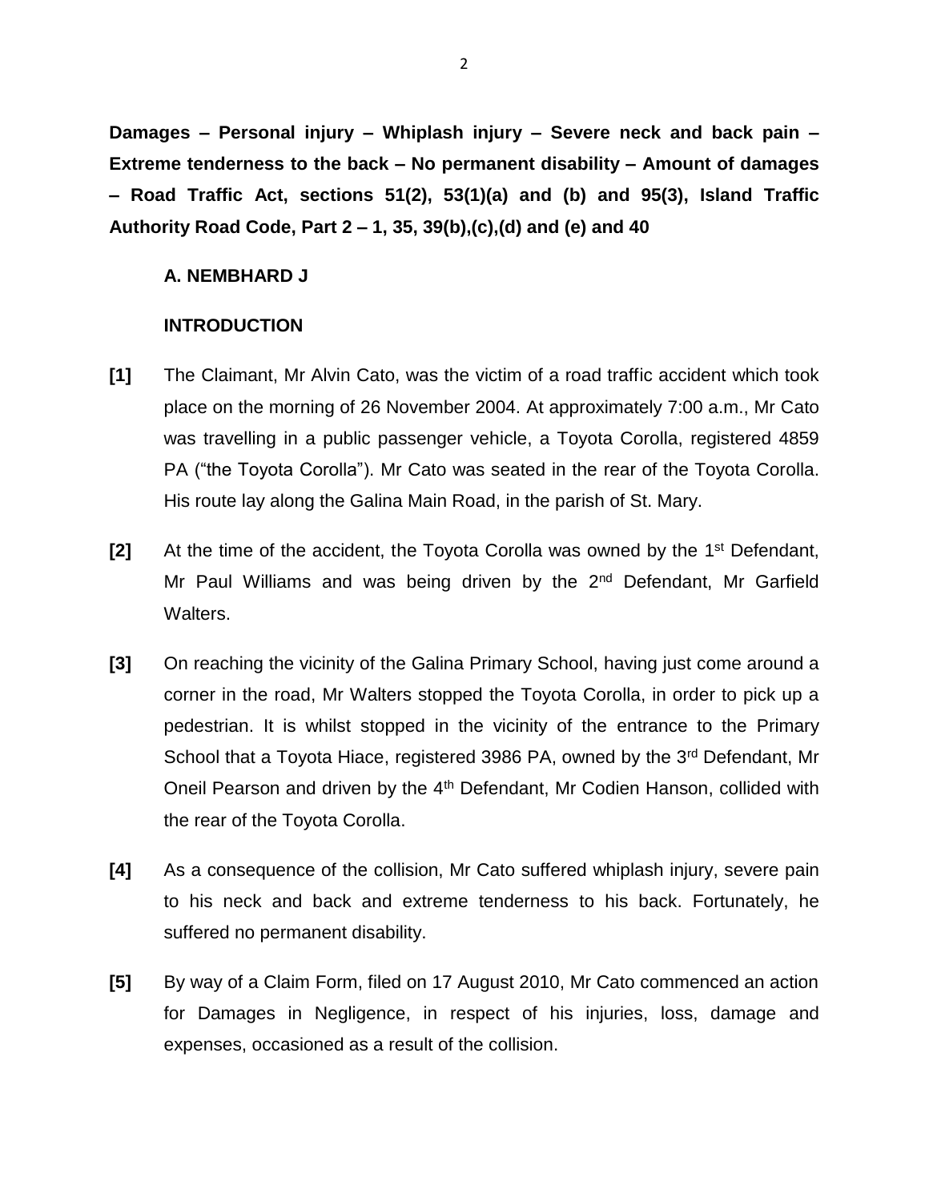**Damages – Personal injury – Whiplash injury – Severe neck and back pain – Extreme tenderness to the back – No permanent disability – Amount of damages – Road Traffic Act, sections 51(2), 53(1)(a) and (b) and 95(3), Island Traffic Authority Road Code, Part 2 – 1, 35, 39(b),(c),(d) and (e) and 40**

**A. NEMBHARD J**

**INTRODUCTION**

**[1]** The Claimant, Mr Alvin Cato, was the victim of a road traffic accident which took place on the morning of 26 November 2004. At approximately 7:00 a.m., Mr Cato was travelling in a public passenger vehicle, a Toyota Corolla, registered 4859 PA ("the Toyota Corolla"). Mr Cato was seated in the rear of the Toyota Corolla. His route lay along the Galina Main Road, in the parish of St. Mary.

**[2]** At the time of the accident, the Toyota Corolla was owned by the 1st Defendant, Mr Paul Williams and was being driven by the 2nd Defendant, Mr Garfield Walters.

**[3]** On reaching the vicinity of the Galina Primary School, having just come around a corner in the road, Mr Walters stopped the Toyota Corolla, in order to pick up a pedestrian. It is whilst stopped in the vicinity of the entrance to the Primary School that a Toyota Hiace, registered 3986 PA, owned by the 3rd Defendant, Mr Oneil Pearson and driven by the 4th Defendant, Mr Codien Hanson, collided with the rear of the Toyota Corolla.

**[4]** As a consequence of the collision, Mr Cato suffered whiplash injury, severe pain to his neck and back and extreme tenderness to his back. Fortunately, he suffered no permanent disability.

**[5]** By way of a Claim Form, filed on 17 August 2010, Mr Cato commenced an action for Damages in Negligence, in respect of his injuries, loss, damage and expenses, occasioned as a result of the collision.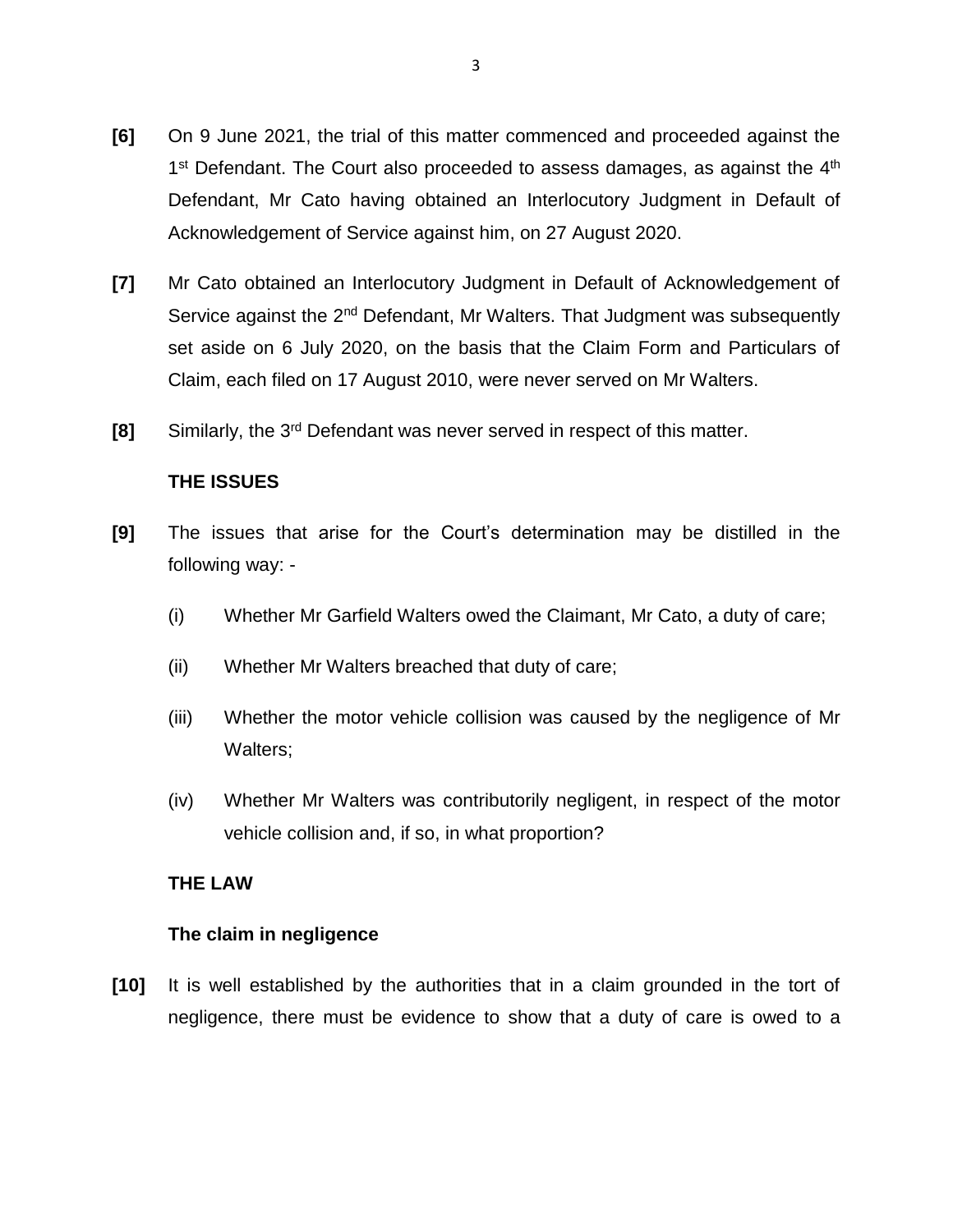**[6]** On 9 June 2021, the trial of this matter commenced and proceeded against the 1st Defendant. The Court also proceeded to assess damages, as against the 4th Defendant, Mr Cato having obtained an Interlocutory Judgment in Default of Acknowledgement of Service against him, on 27 August 2020.

**[7]** Mr Cato obtained an Interlocutory Judgment in Default of Acknowledgement of Service against the 2nd Defendant, Mr Walters. That Judgment was subsequently set aside on 6 July 2020, on the basis that the Claim Form and Particulars of Claim, each filed on 17 August 2010, were never served on Mr Walters.

**[8]** Similarly, the 3rd Defendant was never served in respect of this matter.

**THE ISSUES**

**[9]** The issues that arise for the Court's determination may be distilled in the following way: -

(i) Whether Mr Garfield Walters owed the Claimant, Mr Cato, a duty of care;

(ii) Whether Mr Walters breached that duty of care;

(iii) Whether the motor vehicle collision was caused by the negligence of Mr Walters;

(iv) Whether Mr Walters was contributorily negligent, in respect of the motor vehicle collision and, if so, in what proportion?

**THE LAW**

**The claim in negligence**

**[10]** It is well established by the authorities that in a claim grounded in the tort of negligence, there must be evidence to show that a duty of care is owed to a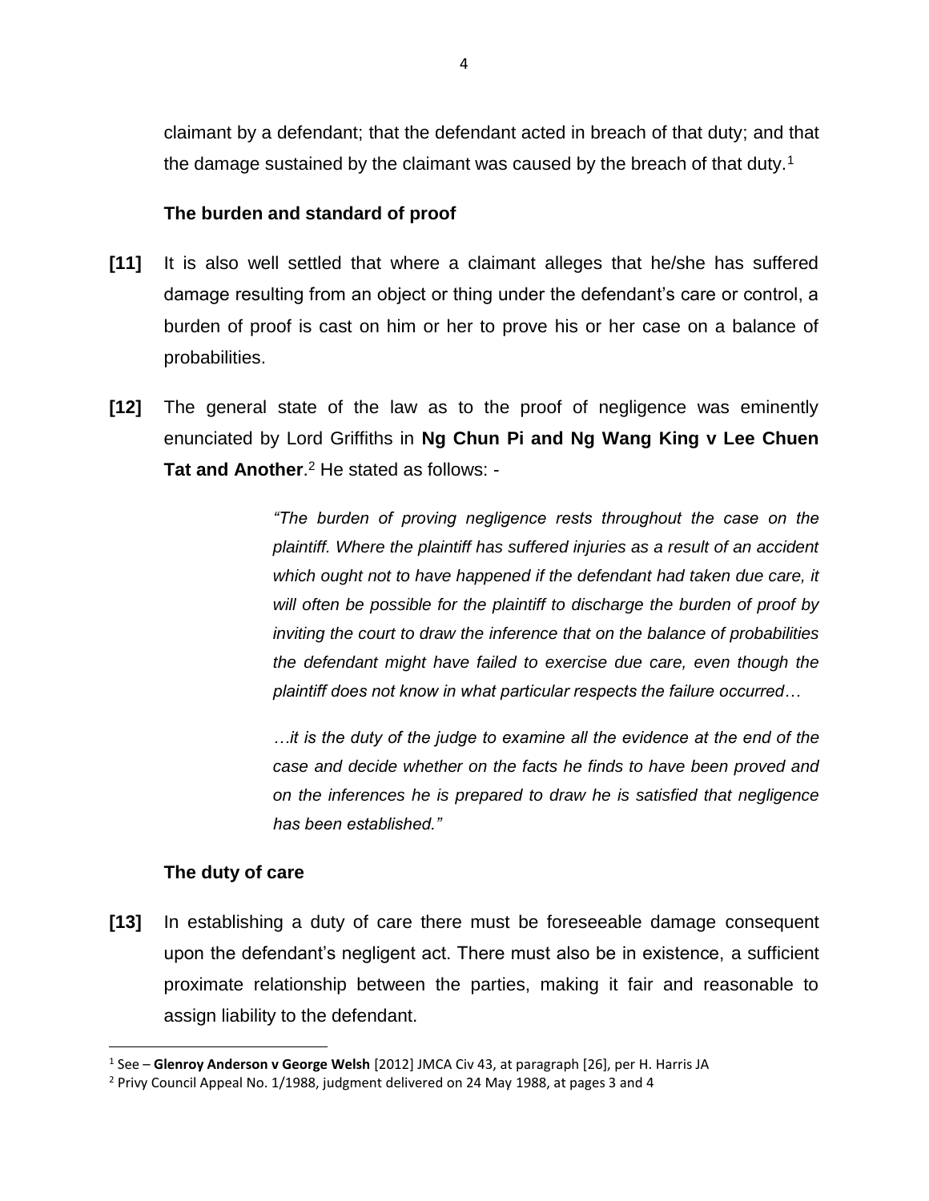claimant by a defendant; that the defendant acted in breach of that duty; and that the damage sustained by the claimant was caused by the breach of that duty.[1]

**The burden and standard of proof**

**[11]** It is also well settled that where a claimant alleges that he/she has suffered damage resulting from an object or thing under the defendant's care or control, a burden of proof is cast on him or her to prove his or her case on a balance of probabilities.

**[12]** The general state of the law as to the proof of negligence was eminently enunciated by Lord Griffiths in **Ng Chun Pi and Ng Wang King v Lee Chuen Tat and Another**.[2] He stated as follows: -

> *"The burden of proving negligence rests throughout the case on the plaintiff. Where the plaintiff has suffered injuries as a result of an accident which ought not to have happened if the defendant had taken due care, it will often be possible for the plaintiff to discharge the burden of proof by inviting the court to draw the inference that on the balance of probabilities the defendant might have failed to exercise due care, even though the plaintiff does not know in what particular respects the failure occurred…*
>
> *…it is the duty of the judge to examine all the evidence at the end of the case and decide whether on the facts he finds to have been proved and on the inferences he is prepared to draw he is satisfied that negligence has been established."*

**The duty of care**

**[13]** In establishing a duty of care there must be foreseeable damage consequent upon the defendant's negligent act. There must also be in existence, a sufficient proximate relationship between the parties, making it fair and reasonable to assign liability to the defendant.

---

[1] See – **Glenroy Anderson v George Welsh** [2012] JMCA Civ 43, at paragraph [26], per H. Harris JA

[2] Privy Council Appeal No. 1/1988, judgment delivered on 24 May 1988, at pages 3 and 4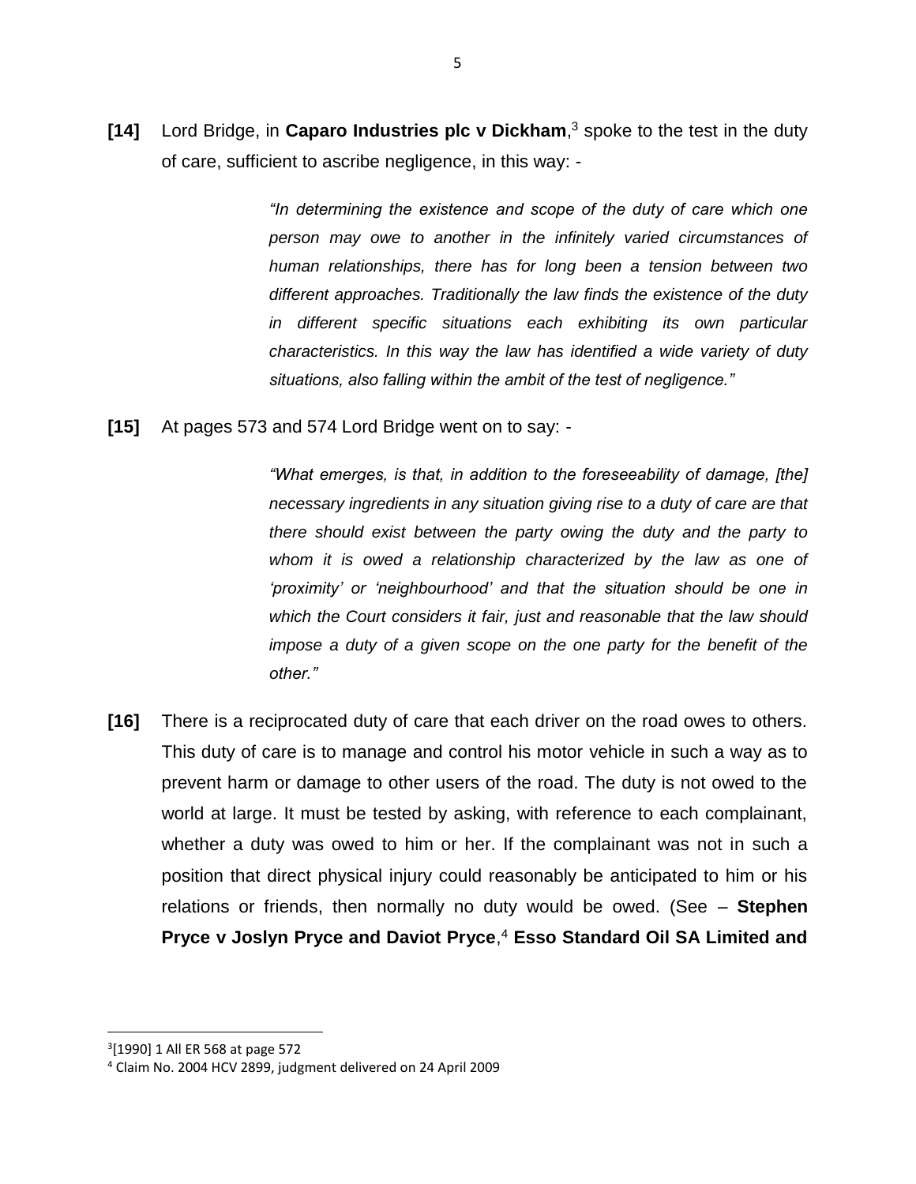**[14]** Lord Bridge, in **Caparo Industries plc v Dickham**,[3] spoke to the test in the duty of care, sufficient to ascribe negligence, in this way: -

> *"In determining the existence and scope of the duty of care which one person may owe to another in the infinitely varied circumstances of human relationships, there has for long been a tension between two different approaches. Traditionally the law finds the existence of the duty in different specific situations each exhibiting its own particular characteristics. In this way the law has identified a wide variety of duty situations, also falling within the ambit of the test of negligence."*

**[15]** At pages 573 and 574 Lord Bridge went on to say: -

> *"What emerges, is that, in addition to the foreseeability of damage, [the] necessary ingredients in any situation giving rise to a duty of care are that there should exist between the party owing the duty and the party to whom it is owed a relationship characterized by the law as one of 'proximity' or 'neighbourhood' and that the situation should be one in which the Court considers it fair, just and reasonable that the law should impose a duty of a given scope on the one party for the benefit of the other."*

**[16]** There is a reciprocated duty of care that each driver on the road owes to others. This duty of care is to manage and control his motor vehicle in such a way as to prevent harm or damage to other users of the road. The duty is not owed to the world at large. It must be tested by asking, with reference to each complainant, whether a duty was owed to him or her. If the complainant was not in such a position that direct physical injury could reasonably be anticipated to him or his relations or friends, then normally no duty would be owed. (See – **Stephen Pryce v Joslyn Pryce and Daviot Pryce**,[4] **Esso Standard Oil SA Limited and**

---

[3] [1990] 1 All ER 568 at page 572

[4] Claim No. 2004 HCV 2899, judgment delivered on 24 April 2009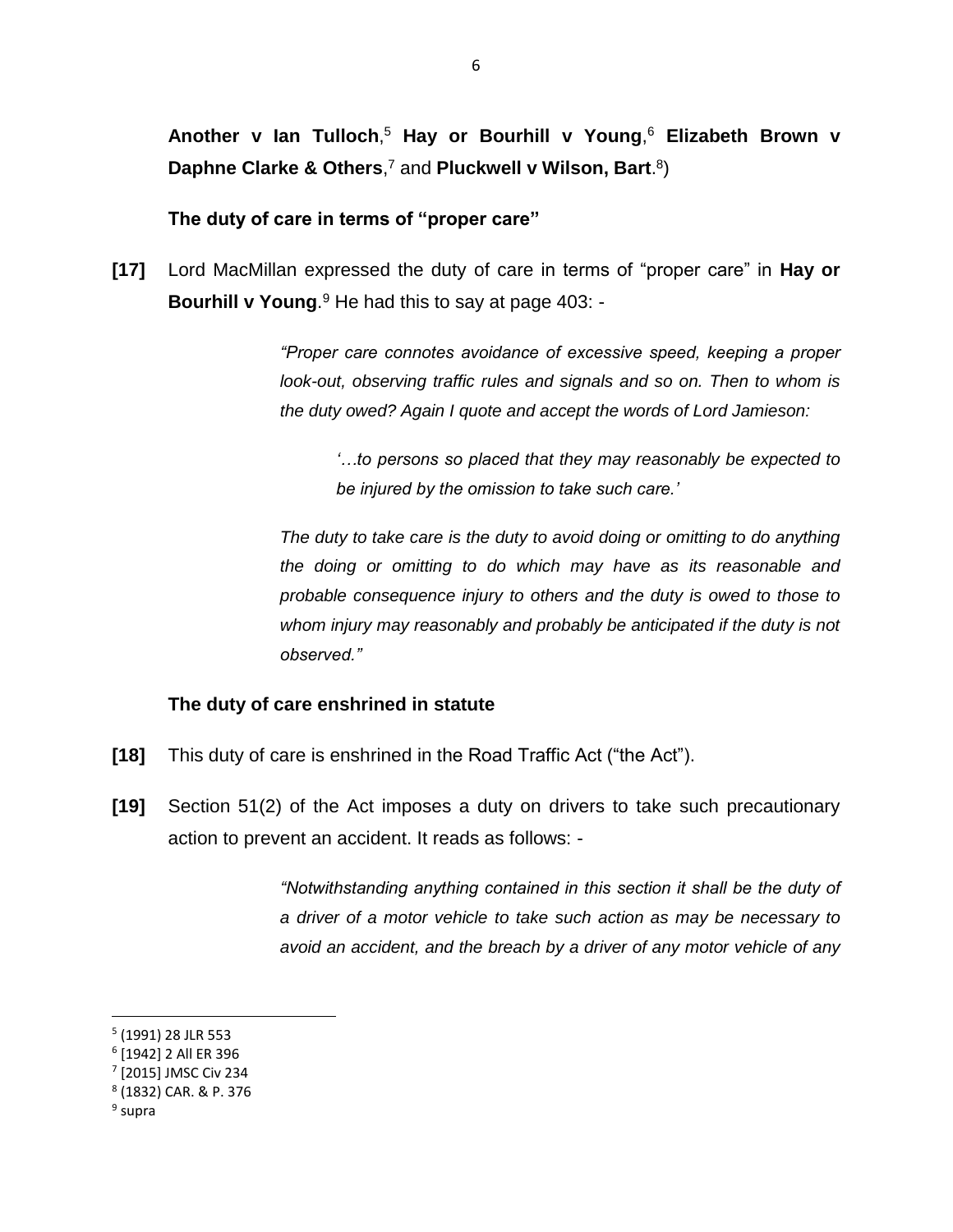**Another v Ian Tulloch**,[5] **Hay or Bourhill v Young**,[6] **Elizabeth Brown v Daphne Clarke & Others**,[7] and **Pluckwell v Wilson, Bart**.[8])

**The duty of care in terms of "proper care"**

**[17]** Lord MacMillan expressed the duty of care in terms of "proper care" in **Hay or Bourhill v Young**.[9] He had this to say at page 403: -

> *"Proper care connotes avoidance of excessive speed, keeping a proper look-out, observing traffic rules and signals and so on. Then to whom is the duty owed? Again I quote and accept the words of Lord Jamieson:*
>
> > *'…to persons so placed that they may reasonably be expected to be injured by the omission to take such care.'*
>
> *The duty to take care is the duty to avoid doing or omitting to do anything the doing or omitting to do which may have as its reasonable and probable consequence injury to others and the duty is owed to those to whom injury may reasonably and probably be anticipated if the duty is not observed."*

**The duty of care enshrined in statute**

**[18]** This duty of care is enshrined in the Road Traffic Act ("the Act").

**[19]** Section 51(2) of the Act imposes a duty on drivers to take such precautionary action to prevent an accident. It reads as follows: -

> *"Notwithstanding anything contained in this section it shall be the duty of a driver of a motor vehicle to take such action as may be necessary to avoid an accident, and the breach by a driver of any motor vehicle of any*

---

[5] (1991) 28 JLR 553

[6] [1942] 2 All ER 396

[7] [2015] JMSC Civ 234

[8] (1832) CAR. & P. 376

[9] supra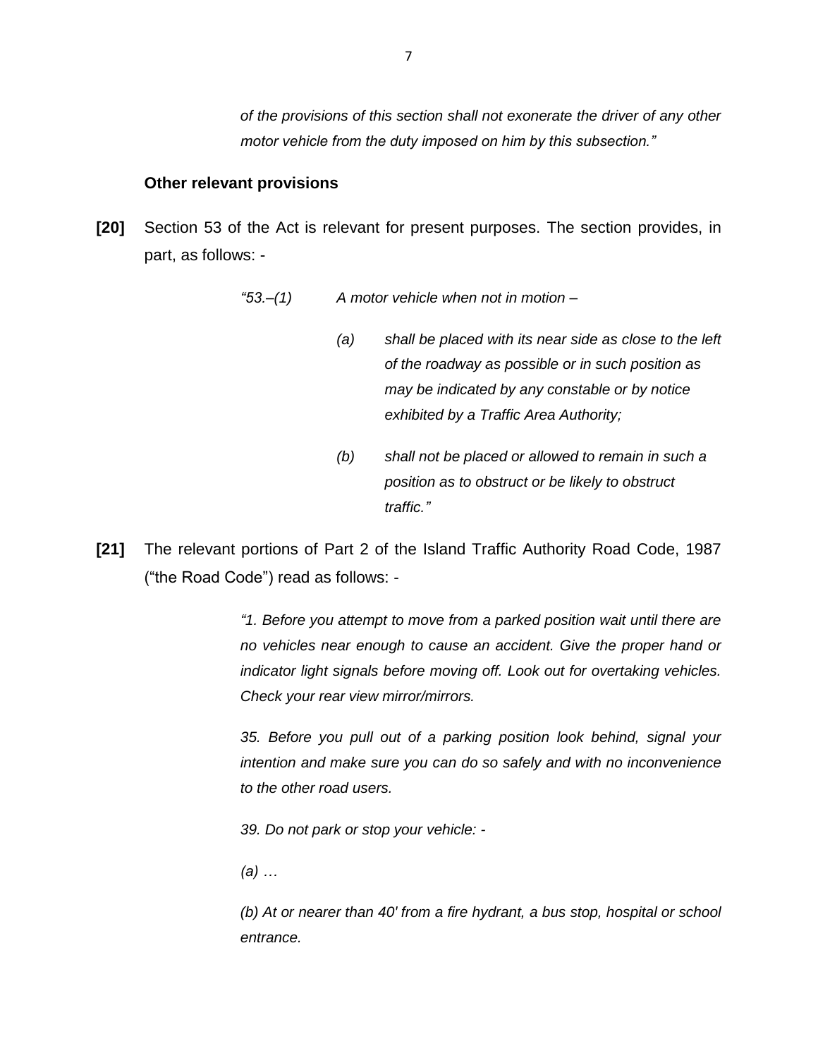*of the provisions of this section shall not exonerate the driver of any other motor vehicle from the duty imposed on him by this subsection."*

**Other relevant provisions**

**[20]** Section 53 of the Act is relevant for present purposes. The section provides, in part, as follows: -

> *"53.–(1) A motor vehicle when not in motion –*
>
> *(a) shall be placed with its near side as close to the left of the roadway as possible or in such position as may be indicated by any constable or by notice exhibited by a Traffic Area Authority;*
>
> *(b) shall not be placed or allowed to remain in such a position as to obstruct or be likely to obstruct traffic."*

**[21]** The relevant portions of Part 2 of the Island Traffic Authority Road Code, 1987 ("the Road Code") read as follows: -

> *"1. Before you attempt to move from a parked position wait until there are no vehicles near enough to cause an accident. Give the proper hand or indicator light signals before moving off. Look out for overtaking vehicles. Check your rear view mirror/mirrors.*
>
> *35. Before you pull out of a parking position look behind, signal your intention and make sure you can do so safely and with no inconvenience to the other road users.*
>
> *39. Do not park or stop your vehicle: -*
>
> *(a) …*
>
> *(b) At or nearer than 40' from a fire hydrant, a bus stop, hospital or school entrance.*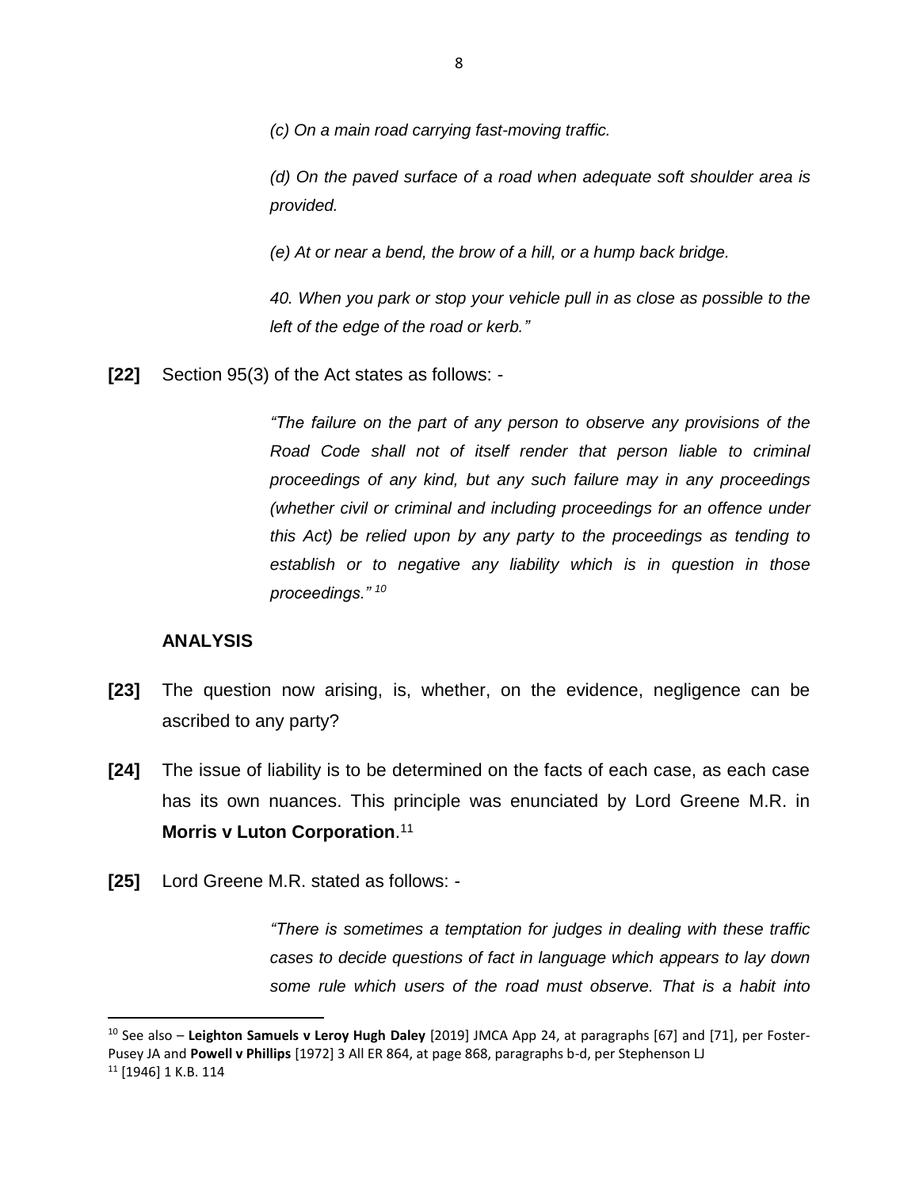*(c) On a main road carrying fast-moving traffic.*

*(d) On the paved surface of a road when adequate soft shoulder area is provided.*

*(e) At or near a bend, the brow of a hill, or a hump back bridge.*

*40. When you park or stop your vehicle pull in as close as possible to the left of the edge of the road or kerb."*

**[22]** Section 95(3) of the Act states as follows: -

> *"The failure on the part of any person to observe any provisions of the Road Code shall not of itself render that person liable to criminal proceedings of any kind, but any such failure may in any proceedings (whether civil or criminal and including proceedings for an offence under this Act) be relied upon by any party to the proceedings as tending to establish or to negative any liability which is in question in those proceedings."* [10]

## ANALYSIS

**[23]** The question now arising, is, whether, on the evidence, negligence can be ascribed to any party?

**[24]** The issue of liability is to be determined on the facts of each case, as each case has its own nuances. This principle was enunciated by Lord Greene M.R. in **Morris v Luton Corporation**.[11]

**[25]** Lord Greene M.R. stated as follows: -

> *"There is sometimes a temptation for judges in dealing with these traffic cases to decide questions of fact in language which appears to lay down some rule which users of the road must observe. That is a habit into*

---

[10] See also – **Leighton Samuels v Leroy Hugh Daley** [2019] JMCA App 24, at paragraphs [67] and [71], per Foster-Pusey JA and **Powell v Phillips** [1972] 3 All ER 864, at page 868, paragraphs b-d, per Stephenson LJ

[11] [1946] 1 K.B. 114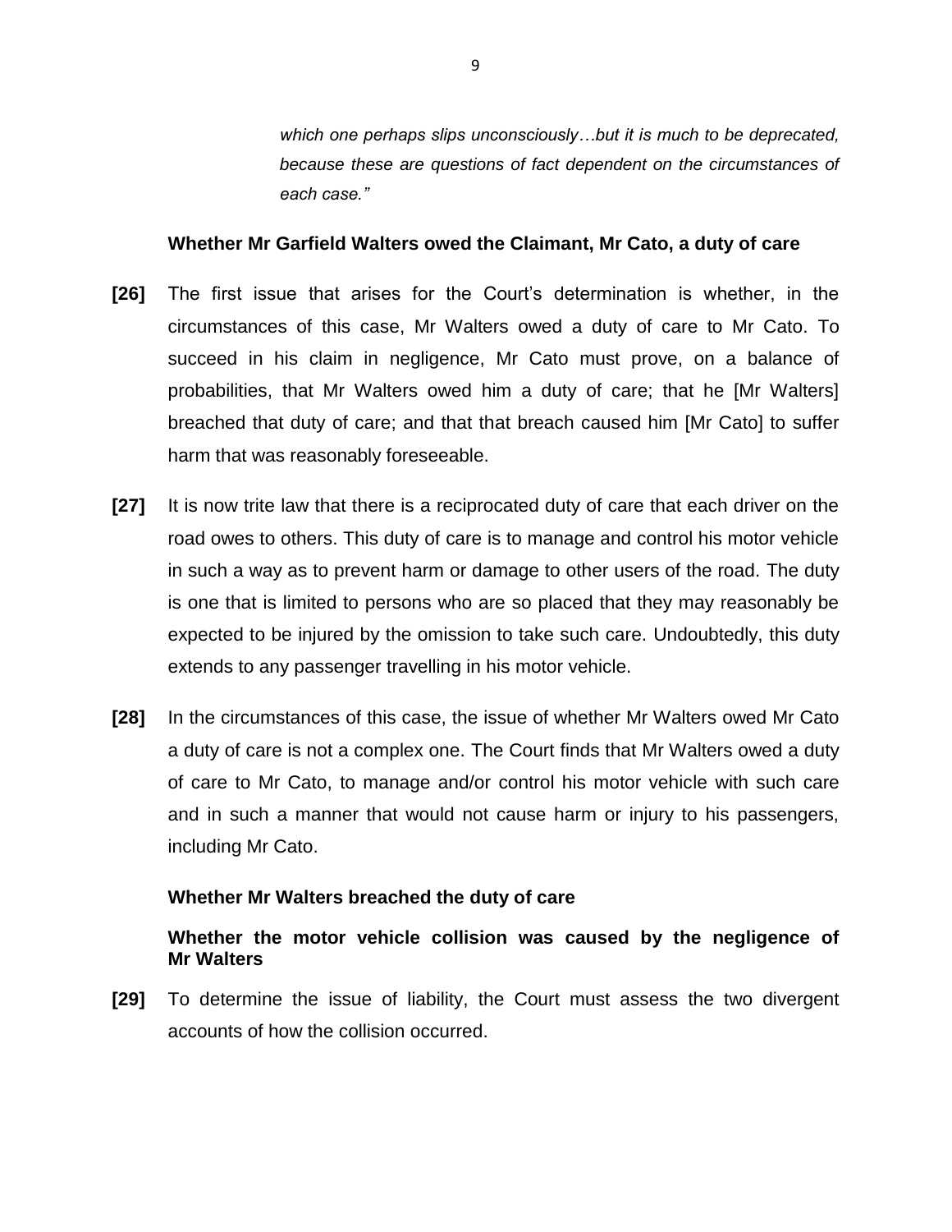> *which one perhaps slips unconsciously…but it is much to be deprecated, because these are questions of fact dependent on the circumstances of each case."*

**Whether Mr Garfield Walters owed the Claimant, Mr Cato, a duty of care**

**[26]** The first issue that arises for the Court's determination is whether, in the circumstances of this case, Mr Walters owed a duty of care to Mr Cato. To succeed in his claim in negligence, Mr Cato must prove, on a balance of probabilities, that Mr Walters owed him a duty of care; that he [Mr Walters] breached that duty of care; and that that breach caused him [Mr Cato] to suffer harm that was reasonably foreseeable.

**[27]** It is now trite law that there is a reciprocated duty of care that each driver on the road owes to others. This duty of care is to manage and control his motor vehicle in such a way as to prevent harm or damage to other users of the road. The duty is one that is limited to persons who are so placed that they may reasonably be expected to be injured by the omission to take such care. Undoubtedly, this duty extends to any passenger travelling in his motor vehicle.

**[28]** In the circumstances of this case, the issue of whether Mr Walters owed Mr Cato a duty of care is not a complex one. The Court finds that Mr Walters owed a duty of care to Mr Cato, to manage and/or control his motor vehicle with such care and in such a manner that would not cause harm or injury to his passengers, including Mr Cato.

**Whether Mr Walters breached the duty of care**

**Whether the motor vehicle collision was caused by the negligence of Mr Walters**

**[29]** To determine the issue of liability, the Court must assess the two divergent accounts of how the collision occurred.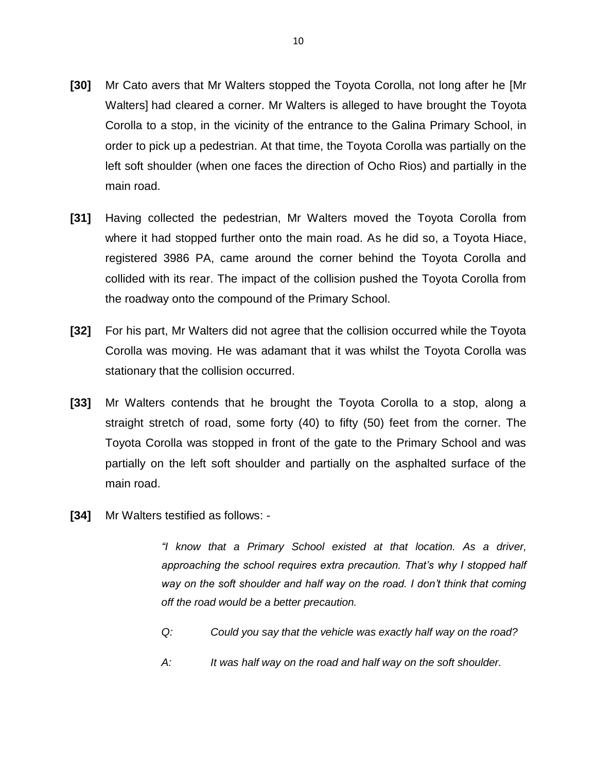**[30]** Mr Cato avers that Mr Walters stopped the Toyota Corolla, not long after he [Mr Walters] had cleared a corner. Mr Walters is alleged to have brought the Toyota Corolla to a stop, in the vicinity of the entrance to the Galina Primary School, in order to pick up a pedestrian. At that time, the Toyota Corolla was partially on the left soft shoulder (when one faces the direction of Ocho Rios) and partially in the main road.

**[31]** Having collected the pedestrian, Mr Walters moved the Toyota Corolla from where it had stopped further onto the main road. As he did so, a Toyota Hiace, registered 3986 PA, came around the corner behind the Toyota Corolla and collided with its rear. The impact of the collision pushed the Toyota Corolla from the roadway onto the compound of the Primary School.

**[32]** For his part, Mr Walters did not agree that the collision occurred while the Toyota Corolla was moving. He was adamant that it was whilst the Toyota Corolla was stationary that the collision occurred.

**[33]** Mr Walters contends that he brought the Toyota Corolla to a stop, along a straight stretch of road, some forty (40) to fifty (50) feet from the corner. The Toyota Corolla was stopped in front of the gate to the Primary School and was partially on the left soft shoulder and partially on the asphalted surface of the main road.

**[34]** Mr Walters testified as follows: -

> *"I know that a Primary School existed at that location. As a driver, approaching the school requires extra precaution. That's why I stopped half way on the soft shoulder and half way on the road. I don't think that coming off the road would be a better precaution.*
>
> *Q: Could you say that the vehicle was exactly half way on the road?*
>
> *A: It was half way on the road and half way on the soft shoulder.*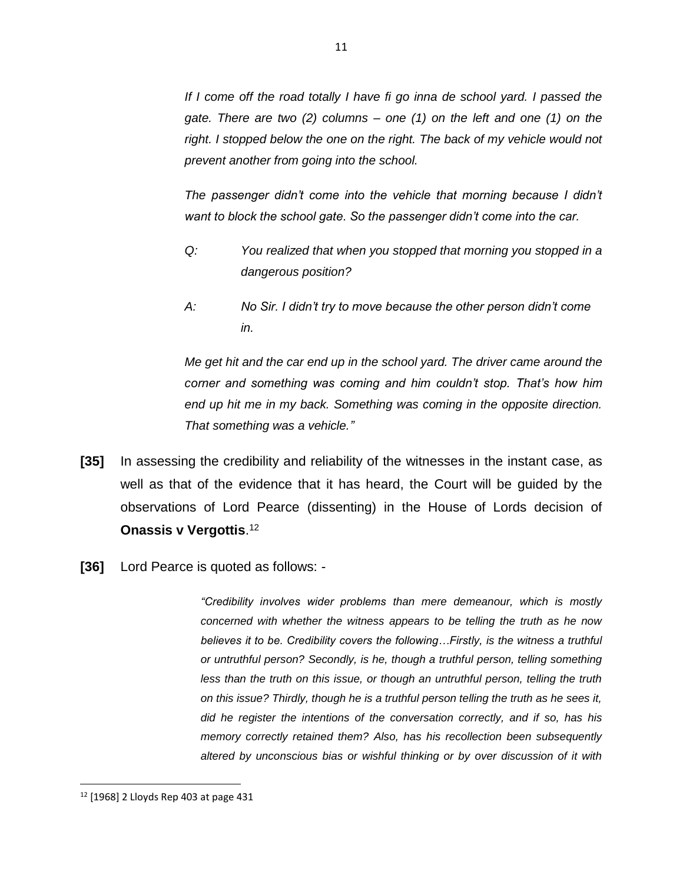*If I come off the road totally I have fi go inna de school yard. I passed the gate. There are two (2) columns – one (1) on the left and one (1) on the right. I stopped below the one on the right. The back of my vehicle would not prevent another from going into the school.*

*The passenger didn't come into the vehicle that morning because I didn't want to block the school gate. So the passenger didn't come into the car.*

*Q: You realized that when you stopped that morning you stopped in a dangerous position?*

*A: No Sir. I didn't try to move because the other person didn't come in.*

*Me get hit and the car end up in the school yard. The driver came around the corner and something was coming and him couldn't stop. That's how him end up hit me in my back. Something was coming in the opposite direction. That something was a vehicle."*

**[35]** In assessing the credibility and reliability of the witnesses in the instant case, as well as that of the evidence that it has heard, the Court will be guided by the observations of Lord Pearce (dissenting) in the House of Lords decision of **Onassis v Vergottis**.[12]

**[36]** Lord Pearce is quoted as follows: -

> *"Credibility involves wider problems than mere demeanour, which is mostly concerned with whether the witness appears to be telling the truth as he now believes it to be. Credibility covers the following…Firstly, is the witness a truthful or untruthful person? Secondly, is he, though a truthful person, telling something less than the truth on this issue, or though an untruthful person, telling the truth on this issue? Thirdly, though he is a truthful person telling the truth as he sees it, did he register the intentions of the conversation correctly, and if so, has his memory correctly retained them? Also, has his recollection been subsequently altered by unconscious bias or wishful thinking or by over discussion of it with*

[12] [1968] 2 Lloyds Rep 403 at page 431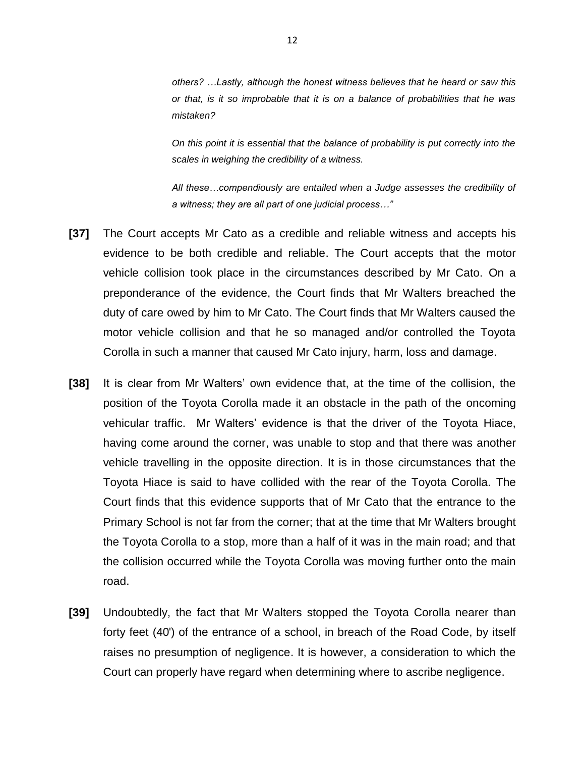*others? …Lastly, although the honest witness believes that he heard or saw this or that, is it so improbable that it is on a balance of probabilities that he was mistaken?*

*On this point it is essential that the balance of probability is put correctly into the scales in weighing the credibility of a witness.*

*All these…compendiously are entailed when a Judge assesses the credibility of a witness; they are all part of one judicial process…"*

**[37]** The Court accepts Mr Cato as a credible and reliable witness and accepts his evidence to be both credible and reliable. The Court accepts that the motor vehicle collision took place in the circumstances described by Mr Cato. On a preponderance of the evidence, the Court finds that Mr Walters breached the duty of care owed by him to Mr Cato. The Court finds that Mr Walters caused the motor vehicle collision and that he so managed and/or controlled the Toyota Corolla in such a manner that caused Mr Cato injury, harm, loss and damage.

**[38]** It is clear from Mr Walters' own evidence that, at the time of the collision, the position of the Toyota Corolla made it an obstacle in the path of the oncoming vehicular traffic. Mr Walters' evidence is that the driver of the Toyota Hiace, having come around the corner, was unable to stop and that there was another vehicle travelling in the opposite direction. It is in those circumstances that the Toyota Hiace is said to have collided with the rear of the Toyota Corolla. The Court finds that this evidence supports that of Mr Cato that the entrance to the Primary School is not far from the corner; that at the time that Mr Walters brought the Toyota Corolla to a stop, more than a half of it was in the main road; and that the collision occurred while the Toyota Corolla was moving further onto the main road.

**[39]** Undoubtedly, the fact that Mr Walters stopped the Toyota Corolla nearer than forty feet (40') of the entrance of a school, in breach of the Road Code, by itself raises no presumption of negligence. It is however, a consideration to which the Court can properly have regard when determining where to ascribe negligence.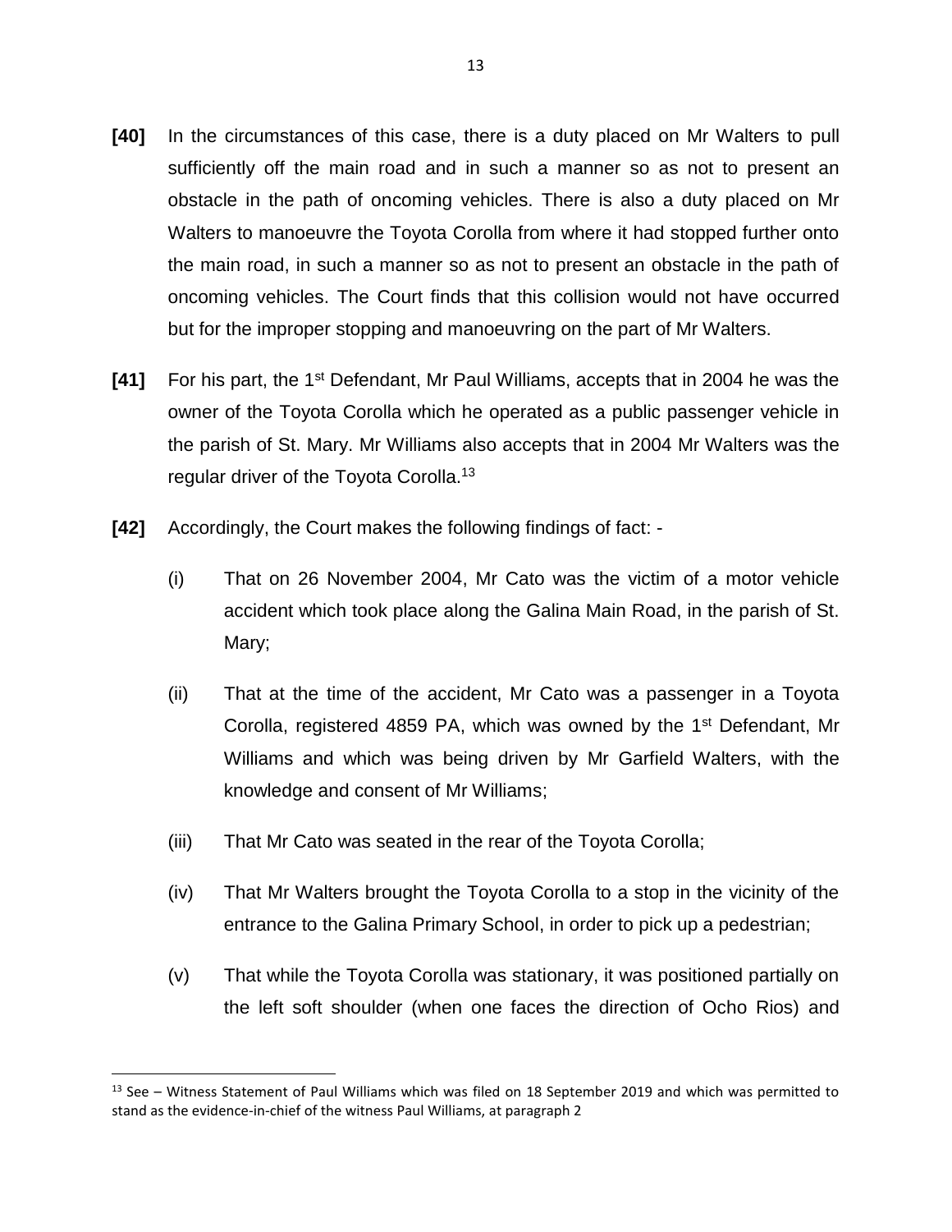**[40]** In the circumstances of this case, there is a duty placed on Mr Walters to pull sufficiently off the main road and in such a manner so as not to present an obstacle in the path of oncoming vehicles. There is also a duty placed on Mr Walters to manoeuvre the Toyota Corolla from where it had stopped further onto the main road, in such a manner so as not to present an obstacle in the path of oncoming vehicles. The Court finds that this collision would not have occurred but for the improper stopping and manoeuvring on the part of Mr Walters.

**[41]** For his part, the 1st Defendant, Mr Paul Williams, accepts that in 2004 he was the owner of the Toyota Corolla which he operated as a public passenger vehicle in the parish of St. Mary. Mr Williams also accepts that in 2004 Mr Walters was the regular driver of the Toyota Corolla.[13]

**[42]** Accordingly, the Court makes the following findings of fact: -

(i) That on 26 November 2004, Mr Cato was the victim of a motor vehicle accident which took place along the Galina Main Road, in the parish of St. Mary;

(ii) That at the time of the accident, Mr Cato was a passenger in a Toyota Corolla, registered 4859 PA, which was owned by the 1st Defendant, Mr Williams and which was being driven by Mr Garfield Walters, with the knowledge and consent of Mr Williams;

(iii) That Mr Cato was seated in the rear of the Toyota Corolla;

(iv) That Mr Walters brought the Toyota Corolla to a stop in the vicinity of the entrance to the Galina Primary School, in order to pick up a pedestrian;

(v) That while the Toyota Corolla was stationary, it was positioned partially on the left soft shoulder (when one faces the direction of Ocho Rios) and

---

[13] See – Witness Statement of Paul Williams which was filed on 18 September 2019 and which was permitted to stand as the evidence-in-chief of the witness Paul Williams, at paragraph 2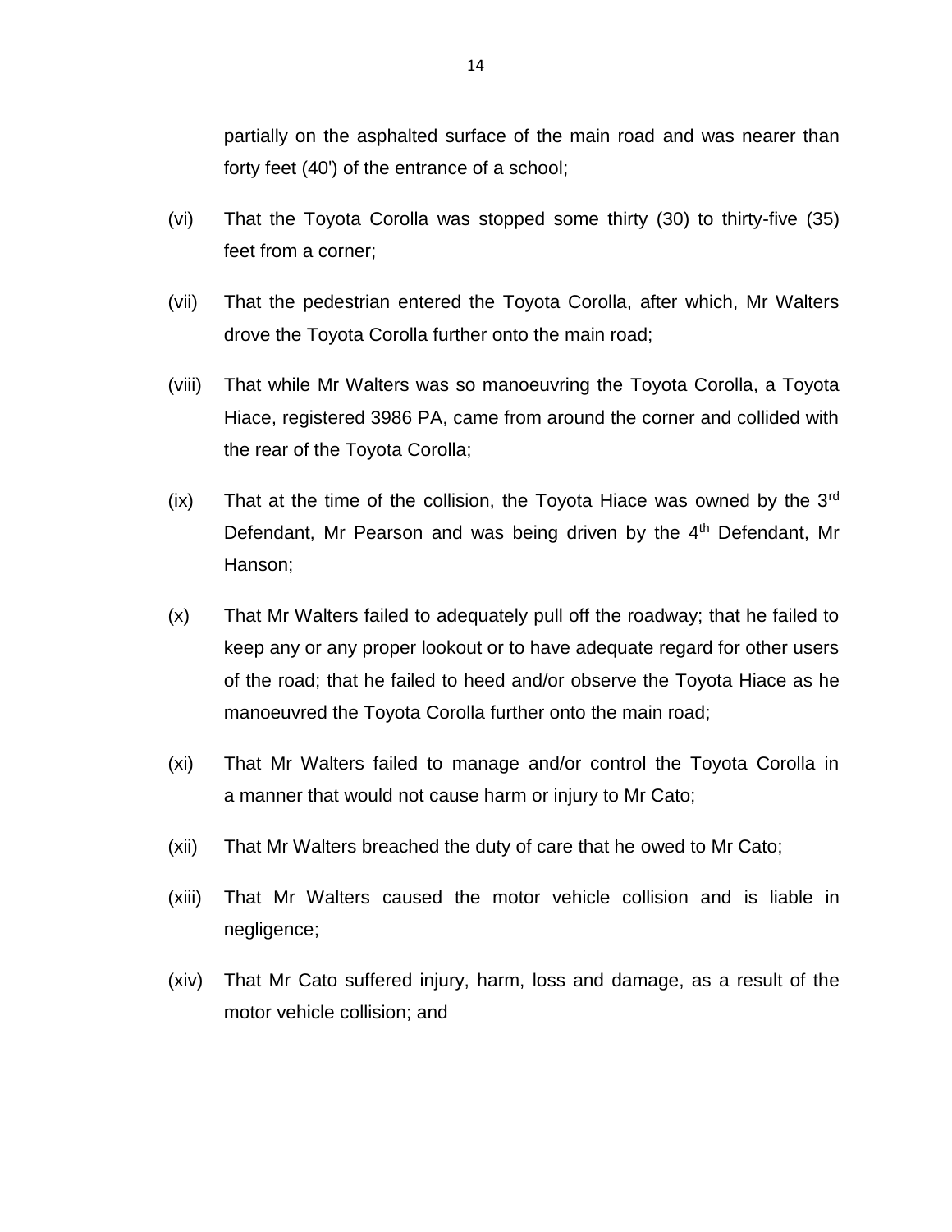partially on the asphalted surface of the main road and was nearer than forty feet (40') of the entrance of a school;

(vi) That the Toyota Corolla was stopped some thirty (30) to thirty-five (35) feet from a corner;

(vii) That the pedestrian entered the Toyota Corolla, after which, Mr Walters drove the Toyota Corolla further onto the main road;

(viii) That while Mr Walters was so manoeuvring the Toyota Corolla, a Toyota Hiace, registered 3986 PA, came from around the corner and collided with the rear of the Toyota Corolla;

(ix) That at the time of the collision, the Toyota Hiace was owned by the 3rd Defendant, Mr Pearson and was being driven by the 4th Defendant, Mr Hanson;

(x) That Mr Walters failed to adequately pull off the roadway; that he failed to keep any or any proper lookout or to have adequate regard for other users of the road; that he failed to heed and/or observe the Toyota Hiace as he manoeuvred the Toyota Corolla further onto the main road;

(xi) That Mr Walters failed to manage and/or control the Toyota Corolla in a manner that would not cause harm or injury to Mr Cato;

(xii) That Mr Walters breached the duty of care that he owed to Mr Cato;

(xiii) That Mr Walters caused the motor vehicle collision and is liable in negligence;

(xiv) That Mr Cato suffered injury, harm, loss and damage, as a result of the motor vehicle collision; and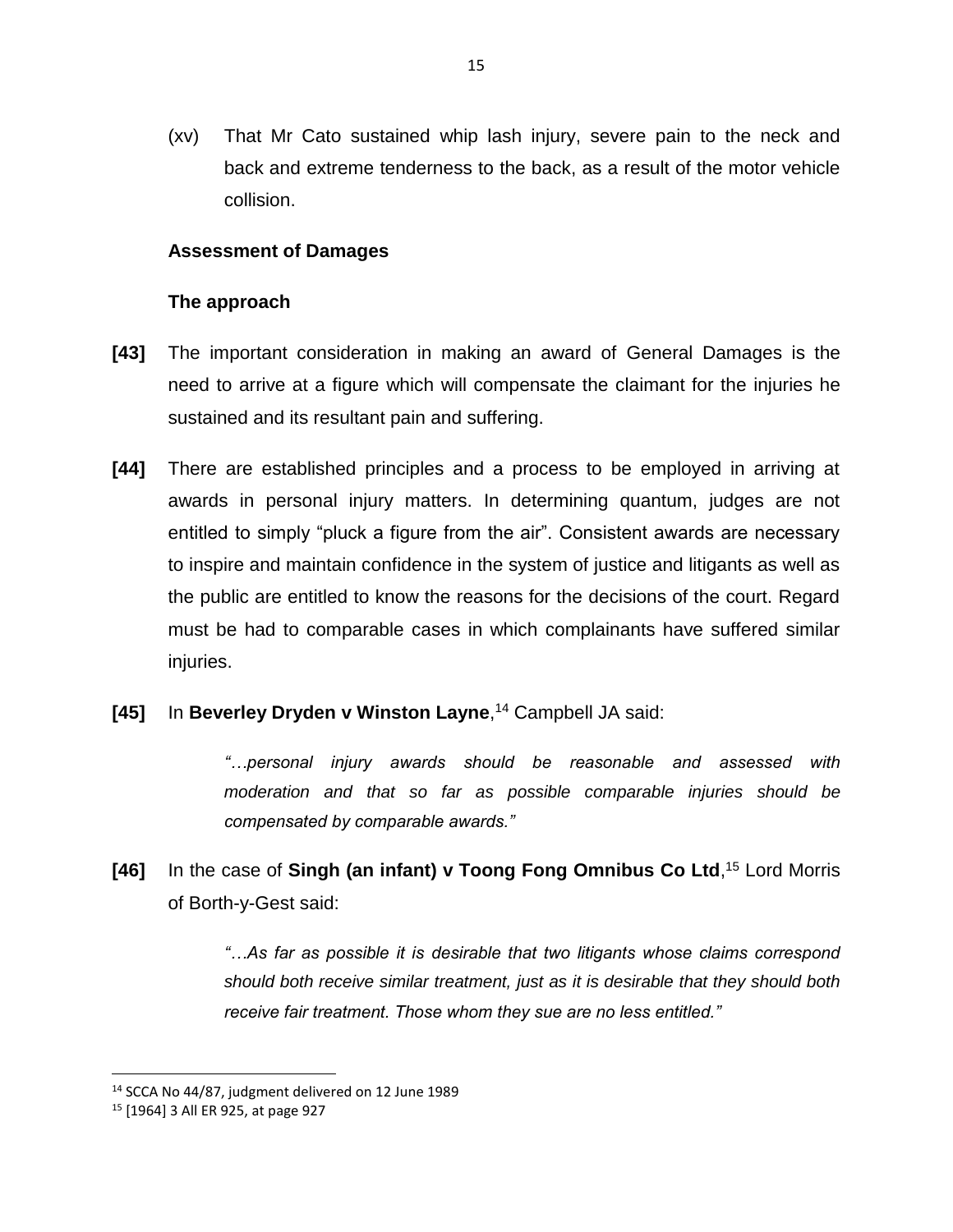(xv) That Mr Cato sustained whip lash injury, severe pain to the neck and back and extreme tenderness to the back, as a result of the motor vehicle collision.

**Assessment of Damages**

**The approach**

**[43]** The important consideration in making an award of General Damages is the need to arrive at a figure which will compensate the claimant for the injuries he sustained and its resultant pain and suffering.

**[44]** There are established principles and a process to be employed in arriving at awards in personal injury matters. In determining quantum, judges are not entitled to simply "pluck a figure from the air". Consistent awards are necessary to inspire and maintain confidence in the system of justice and litigants as well as the public are entitled to know the reasons for the decisions of the court. Regard must be had to comparable cases in which complainants have suffered similar injuries.

**[45]** In **Beverley Dryden v Winston Layne**,[14] Campbell JA said:

> *"…personal injury awards should be reasonable and assessed with moderation and that so far as possible comparable injuries should be compensated by comparable awards."*

**[46]** In the case of **Singh (an infant) v Toong Fong Omnibus Co Ltd**,[15] Lord Morris of Borth-y-Gest said:

> *"…As far as possible it is desirable that two litigants whose claims correspond should both receive similar treatment, just as it is desirable that they should both receive fair treatment. Those whom they sue are no less entitled."*

---

[14] SCCA No 44/87, judgment delivered on 12 June 1989

[15] [1964] 3 All ER 925, at page 927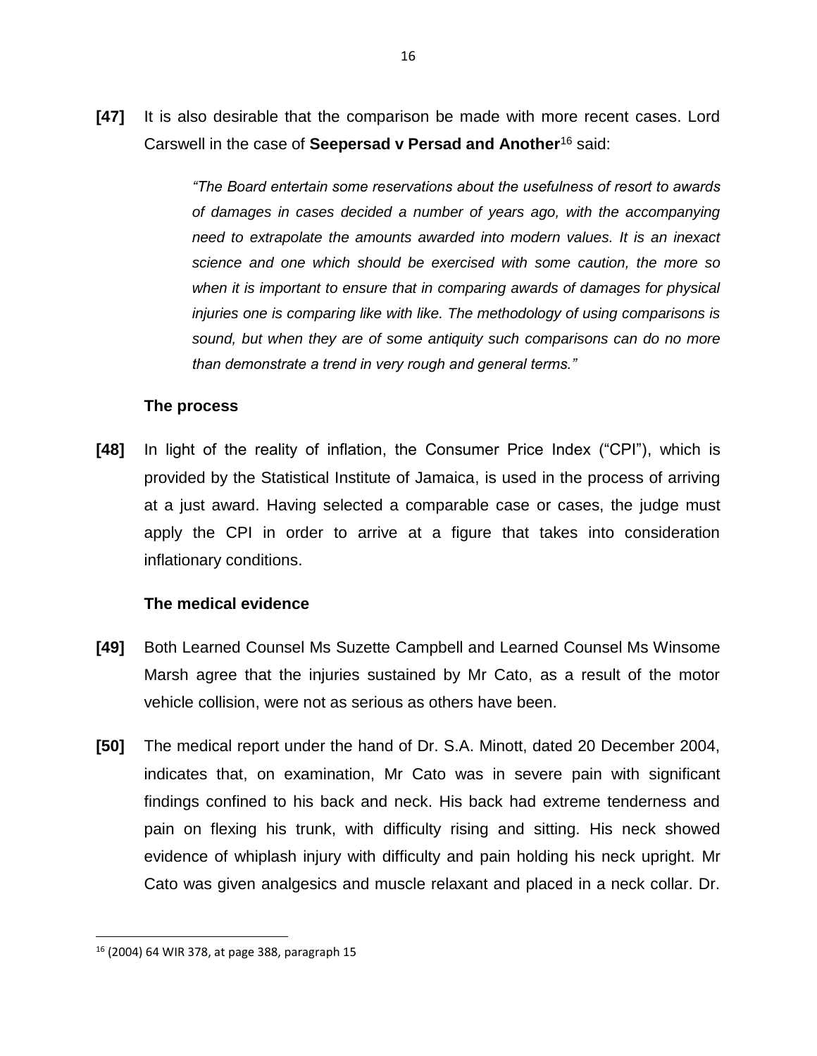**[47]** It is also desirable that the comparison be made with more recent cases. Lord Carswell in the case of **Seepersad v Persad and Another**[16] said:

> *"The Board entertain some reservations about the usefulness of resort to awards of damages in cases decided a number of years ago, with the accompanying need to extrapolate the amounts awarded into modern values. It is an inexact science and one which should be exercised with some caution, the more so when it is important to ensure that in comparing awards of damages for physical injuries one is comparing like with like. The methodology of using comparisons is sound, but when they are of some antiquity such comparisons can do no more than demonstrate a trend in very rough and general terms."*

### The process

**[48]** In light of the reality of inflation, the Consumer Price Index ("CPI"), which is provided by the Statistical Institute of Jamaica, is used in the process of arriving at a just award. Having selected a comparable case or cases, the judge must apply the CPI in order to arrive at a figure that takes into consideration inflationary conditions.

### The medical evidence

**[49]** Both Learned Counsel Ms Suzette Campbell and Learned Counsel Ms Winsome Marsh agree that the injuries sustained by Mr Cato, as a result of the motor vehicle collision, were not as serious as others have been.

**[50]** The medical report under the hand of Dr. S.A. Minott, dated 20 December 2004, indicates that, on examination, Mr Cato was in severe pain with significant findings confined to his back and neck. His back had extreme tenderness and pain on flexing his trunk, with difficulty rising and sitting. His neck showed evidence of whiplash injury with difficulty and pain holding his neck upright. Mr Cato was given analgesics and muscle relaxant and placed in a neck collar. Dr.

---

[16] (2004) 64 WIR 378, at page 388, paragraph 15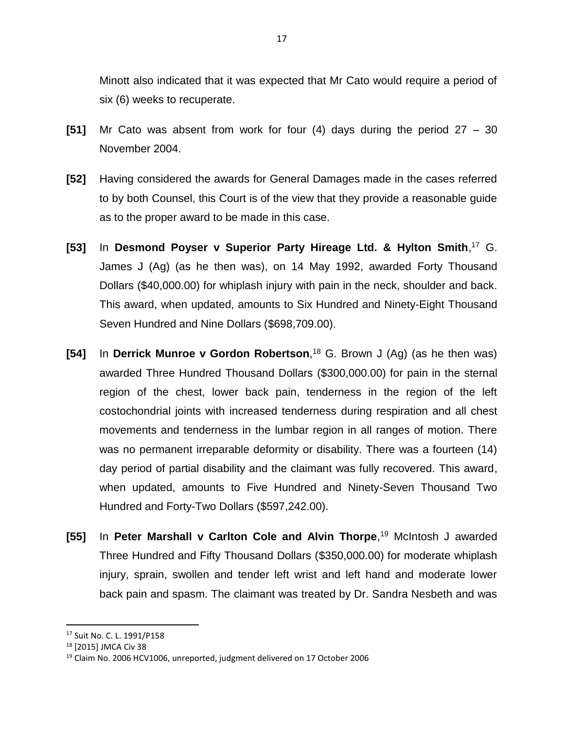Minott also indicated that it was expected that Mr Cato would require a period of six (6) weeks to recuperate.

**[51]** Mr Cato was absent from work for four (4) days during the period 27 – 30 November 2004.

**[52]** Having considered the awards for General Damages made in the cases referred to by both Counsel, this Court is of the view that they provide a reasonable guide as to the proper award to be made in this case.

**[53]** In **Desmond Poyser v Superior Party Hireage Ltd. & Hylton Smith**,[17] G. James J (Ag) (as he then was), on 14 May 1992, awarded Forty Thousand Dollars ($40,000.00) for whiplash injury with pain in the neck, shoulder and back. This award, when updated, amounts to Six Hundred and Ninety-Eight Thousand Seven Hundred and Nine Dollars ($698,709.00).

**[54]** In **Derrick Munroe v Gordon Robertson**,[18] G. Brown J (Ag) (as he then was) awarded Three Hundred Thousand Dollars ($300,000.00) for pain in the sternal region of the chest, lower back pain, tenderness in the region of the left costochondrial joints with increased tenderness during respiration and all chest movements and tenderness in the lumbar region in all ranges of motion. There was no permanent irreparable deformity or disability. There was a fourteen (14) day period of partial disability and the claimant was fully recovered. This award, when updated, amounts to Five Hundred and Ninety-Seven Thousand Two Hundred and Forty-Two Dollars ($597,242.00).

**[55]** In **Peter Marshall v Carlton Cole and Alvin Thorpe**,[19] McIntosh J awarded Three Hundred and Fifty Thousand Dollars ($350,000.00) for moderate whiplash injury, sprain, swollen and tender left wrist and left hand and moderate lower back pain and spasm. The claimant was treated by Dr. Sandra Nesbeth and was

---

[17] Suit No. C. L. 1991/P158

[18] [2015] JMCA Civ 38

[19] Claim No. 2006 HCV1006, unreported, judgment delivered on 17 October 2006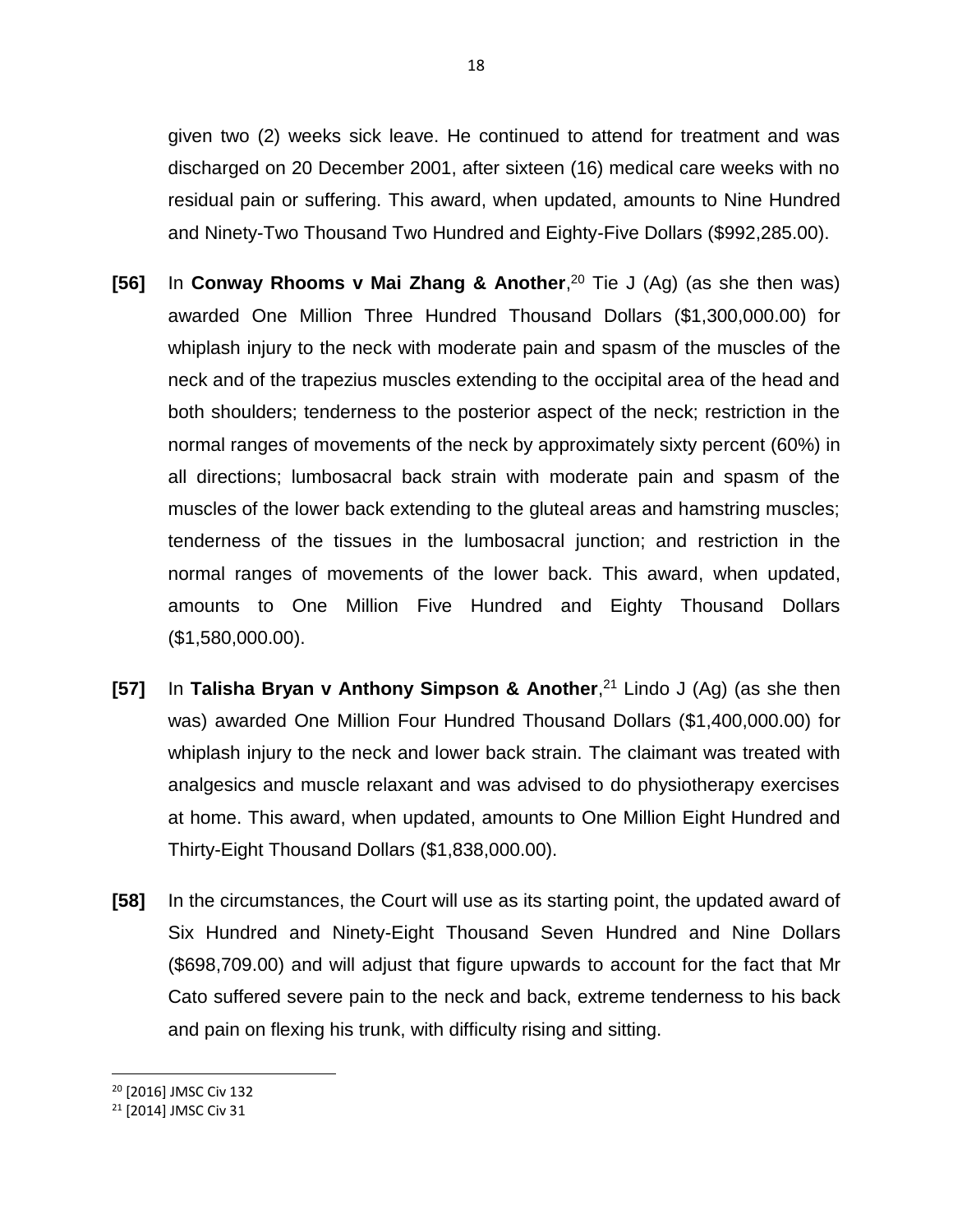given two (2) weeks sick leave. He continued to attend for treatment and was discharged on 20 December 2001, after sixteen (16) medical care weeks with no residual pain or suffering. This award, when updated, amounts to Nine Hundred and Ninety-Two Thousand Two Hundred and Eighty-Five Dollars ($992,285.00).

**[56]** In **Conway Rhooms v Mai Zhang & Another**,[20] Tie J (Ag) (as she then was) awarded One Million Three Hundred Thousand Dollars ($1,300,000.00) for whiplash injury to the neck with moderate pain and spasm of the muscles of the neck and of the trapezius muscles extending to the occipital area of the head and both shoulders; tenderness to the posterior aspect of the neck; restriction in the normal ranges of movements of the neck by approximately sixty percent (60%) in all directions; lumbosacral back strain with moderate pain and spasm of the muscles of the lower back extending to the gluteal areas and hamstring muscles; tenderness of the tissues in the lumbosacral junction; and restriction in the normal ranges of movements of the lower back. This award, when updated, amounts to One Million Five Hundred and Eighty Thousand Dollars ($1,580,000.00).

**[57]** In **Talisha Bryan v Anthony Simpson & Another**,[21] Lindo J (Ag) (as she then was) awarded One Million Four Hundred Thousand Dollars ($1,400,000.00) for whiplash injury to the neck and lower back strain. The claimant was treated with analgesics and muscle relaxant and was advised to do physiotherapy exercises at home. This award, when updated, amounts to One Million Eight Hundred and Thirty-Eight Thousand Dollars ($1,838,000.00).

**[58]** In the circumstances, the Court will use as its starting point, the updated award of Six Hundred and Ninety-Eight Thousand Seven Hundred and Nine Dollars ($698,709.00) and will adjust that figure upwards to account for the fact that Mr Cato suffered severe pain to the neck and back, extreme tenderness to his back and pain on flexing his trunk, with difficulty rising and sitting.

---

[20] [2016] JMSC Civ 132

[21] [2014] JMSC Civ 31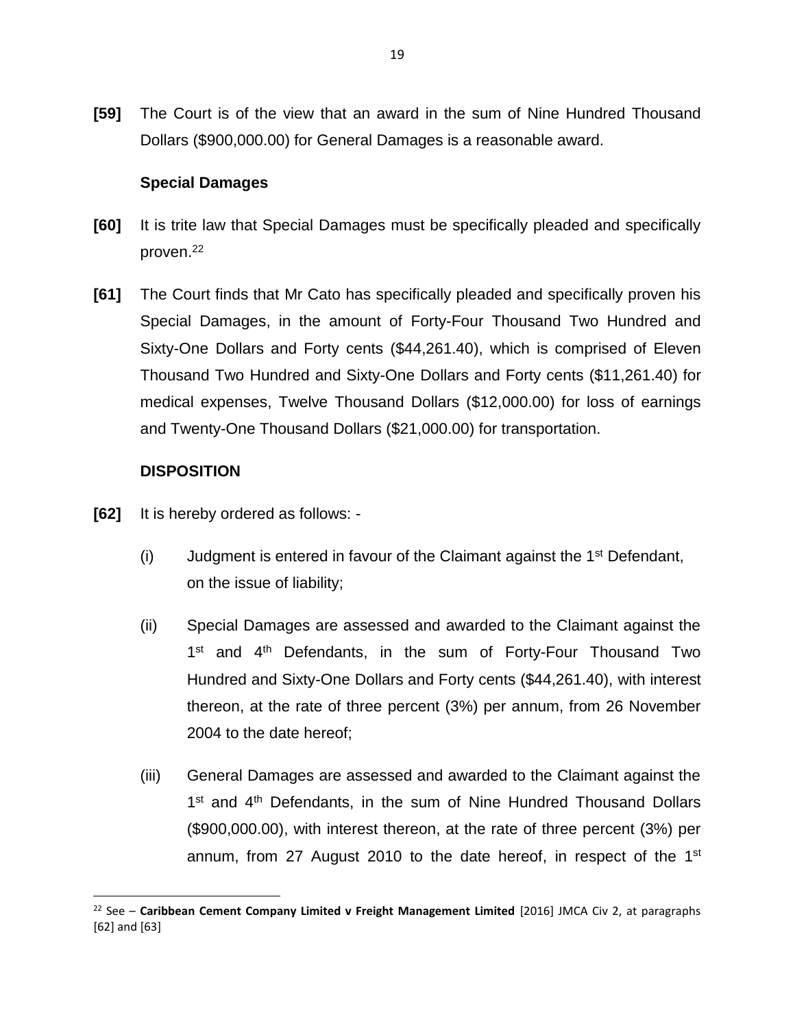**[59]** The Court is of the view that an award in the sum of Nine Hundred Thousand Dollars ($900,000.00) for General Damages is a reasonable award.

**Special Damages**

**[60]** It is trite law that Special Damages must be specifically pleaded and specifically proven.[22]

**[61]** The Court finds that Mr Cato has specifically pleaded and specifically proven his Special Damages, in the amount of Forty-Four Thousand Two Hundred and Sixty-One Dollars and Forty cents ($44,261.40), which is comprised of Eleven Thousand Two Hundred and Sixty-One Dollars and Forty cents ($11,261.40) for medical expenses, Twelve Thousand Dollars ($12,000.00) for loss of earnings and Twenty-One Thousand Dollars ($21,000.00) for transportation.

**DISPOSITION**

**[62]** It is hereby ordered as follows: -

(i) Judgment is entered in favour of the Claimant against the 1st Defendant, on the issue of liability;

(ii) Special Damages are assessed and awarded to the Claimant against the 1st and 4th Defendants, in the sum of Forty-Four Thousand Two Hundred and Sixty-One Dollars and Forty cents ($44,261.40), with interest thereon, at the rate of three percent (3%) per annum, from 26 November 2004 to the date hereof;

(iii) General Damages are assessed and awarded to the Claimant against the 1st and 4th Defendants, in the sum of Nine Hundred Thousand Dollars ($900,000.00), with interest thereon, at the rate of three percent (3%) per annum, from 27 August 2010 to the date hereof, in respect of the 1st

---

[22] See – **Caribbean Cement Company Limited v Freight Management Limited** [2016] JMCA Civ 2, at paragraphs [62] and [63]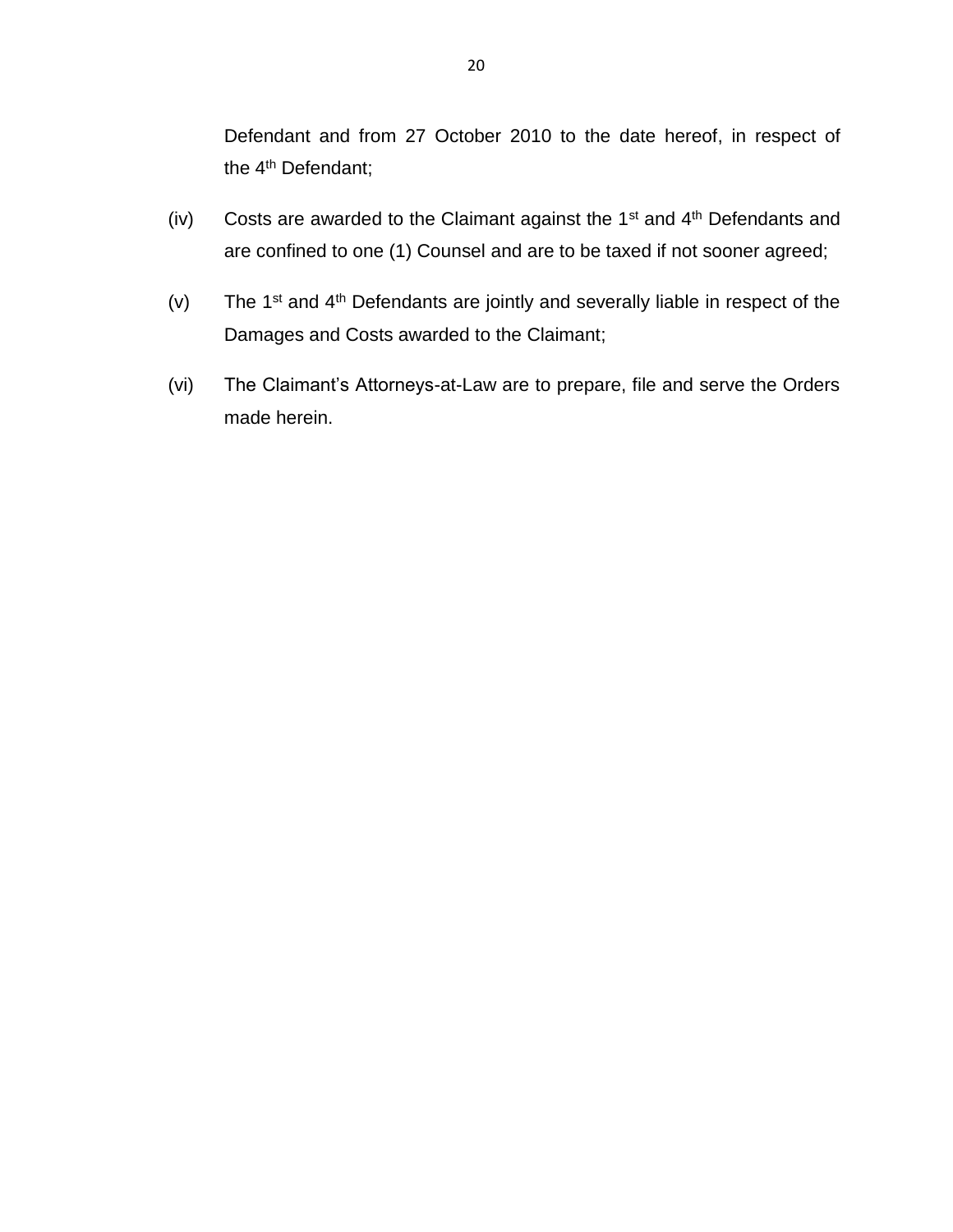Defendant and from 27 October 2010 to the date hereof, in respect of the 4th Defendant;

(iv) Costs are awarded to the Claimant against the 1st and 4th Defendants and are confined to one (1) Counsel and are to be taxed if not sooner agreed;

(v) The 1st and 4th Defendants are jointly and severally liable in respect of the Damages and Costs awarded to the Claimant;

(vi) The Claimant's Attorneys-at-Law are to prepare, file and serve the Orders made herein.